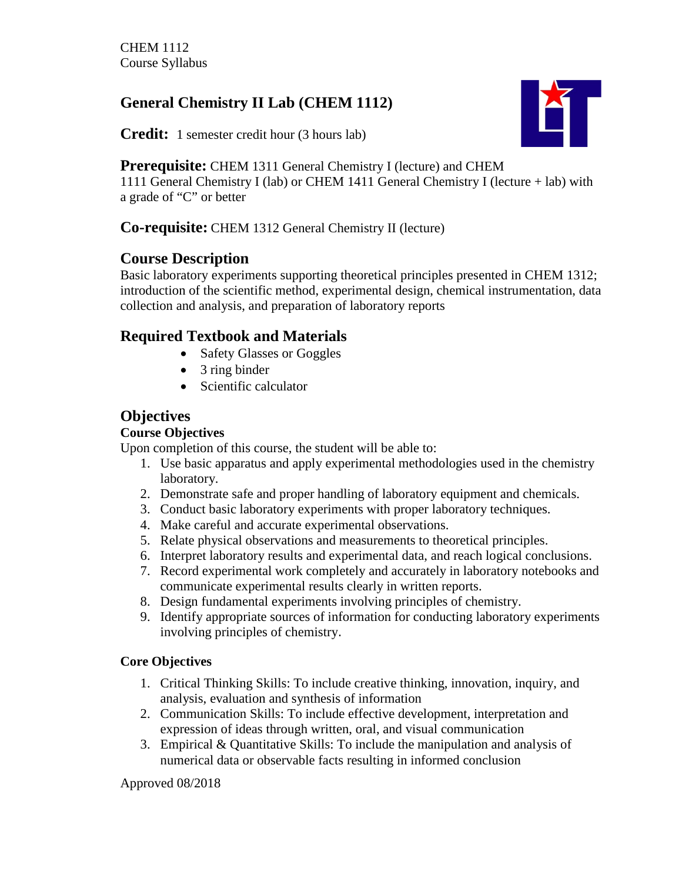CHEM 1112
Course Syllabus

# General Chemistry II Lab (CHEM 1112)

**Credit:** 1 semester credit hour (3 hours lab)

**Prerequisite:** CHEM 1311 General Chemistry I (lecture) and CHEM 1111 General Chemistry I (lab) or CHEM 1411 General Chemistry I (lecture + lab) with a grade of "C" or better

**Co-requisite:** CHEM 1312 General Chemistry II (lecture)

## Course Description

Basic laboratory experiments supporting theoretical principles presented in CHEM 1312; introduction of the scientific method, experimental design, chemical instrumentation, data collection and analysis, and preparation of laboratory reports

## Required Textbook and Materials

- Safety Glasses or Goggles
- 3 ring binder
- Scientific calculator

## Objectives

### Course Objectives

Upon completion of this course, the student will be able to:

1. Use basic apparatus and apply experimental methodologies used in the chemistry laboratory.
2. Demonstrate safe and proper handling of laboratory equipment and chemicals.
3. Conduct basic laboratory experiments with proper laboratory techniques.
4. Make careful and accurate experimental observations.
5. Relate physical observations and measurements to theoretical principles.
6. Interpret laboratory results and experimental data, and reach logical conclusions.
7. Record experimental work completely and accurately in laboratory notebooks and communicate experimental results clearly in written reports.
8. Design fundamental experiments involving principles of chemistry.
9. Identify appropriate sources of information for conducting laboratory experiments involving principles of chemistry.

### Core Objectives

1. Critical Thinking Skills: To include creative thinking, innovation, inquiry, and analysis, evaluation and synthesis of information
2. Communication Skills: To include effective development, interpretation and expression of ideas through written, oral, and visual communication
3. Empirical & Quantitative Skills: To include the manipulation and analysis of numerical data or observable facts resulting in informed conclusion

Approved 08/2018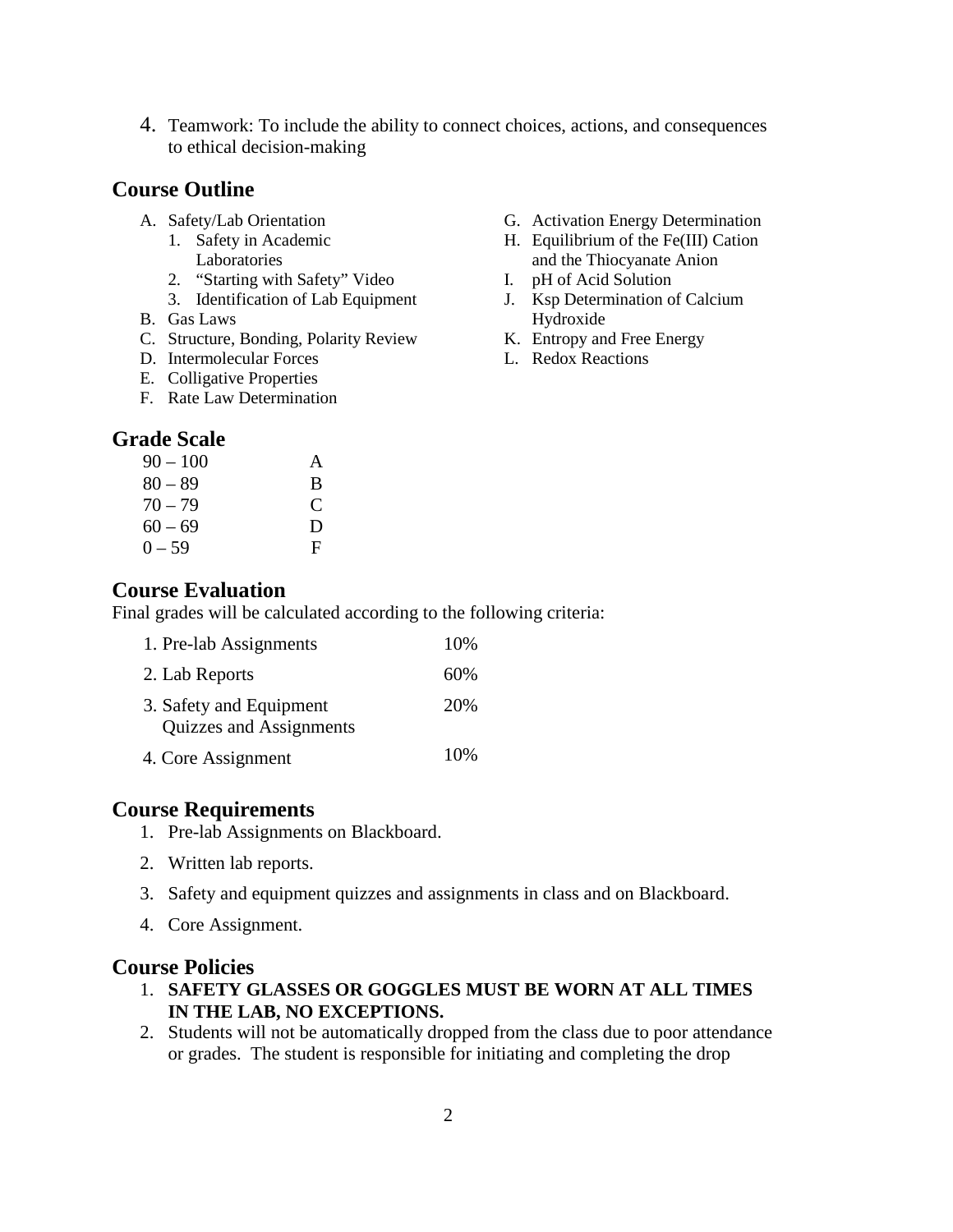4. Teamwork: To include the ability to connect choices, actions, and consequences to ethical decision-making

## Course Outline

A. Safety/Lab Orientation
   1. Safety in Academic Laboratories
   2. "Starting with Safety" Video
   3. Identification of Lab Equipment
B. Gas Laws
C. Structure, Bonding, Polarity Review
D. Intermolecular Forces
E. Colligative Properties
F. Rate Law Determination
G. Activation Energy Determination
H. Equilibrium of the Fe(III) Cation and the Thiocyanate Anion
I. pH of Acid Solution
J. Ksp Determination of Calcium Hydroxide
K. Entropy and Free Energy
L. Redox Reactions

## Grade Scale

| | |
|---|---|
| 90 – 100 | A |
| 80 – 89 | B |
| 70 – 79 | C |
| 60 – 69 | D |
| 0 – 59 | F |

## Course Evaluation

Final grades will be calculated according to the following criteria:

| | |
|---|---|
| 1. Pre-lab Assignments | 10% |
| 2. Lab Reports | 60% |
| 3. Safety and Equipment Quizzes and Assignments | 20% |
| 4. Core Assignment | 10% |

## Course Requirements

1. Pre-lab Assignments on Blackboard.
2. Written lab reports.
3. Safety and equipment quizzes and assignments in class and on Blackboard.
4. Core Assignment.

## Course Policies

1. **SAFETY GLASSES OR GOGGLES MUST BE WORN AT ALL TIMES IN THE LAB, NO EXCEPTIONS.**
2. Students will not be automatically dropped from the class due to poor attendance or grades. The student is responsible for initiating and completing the drop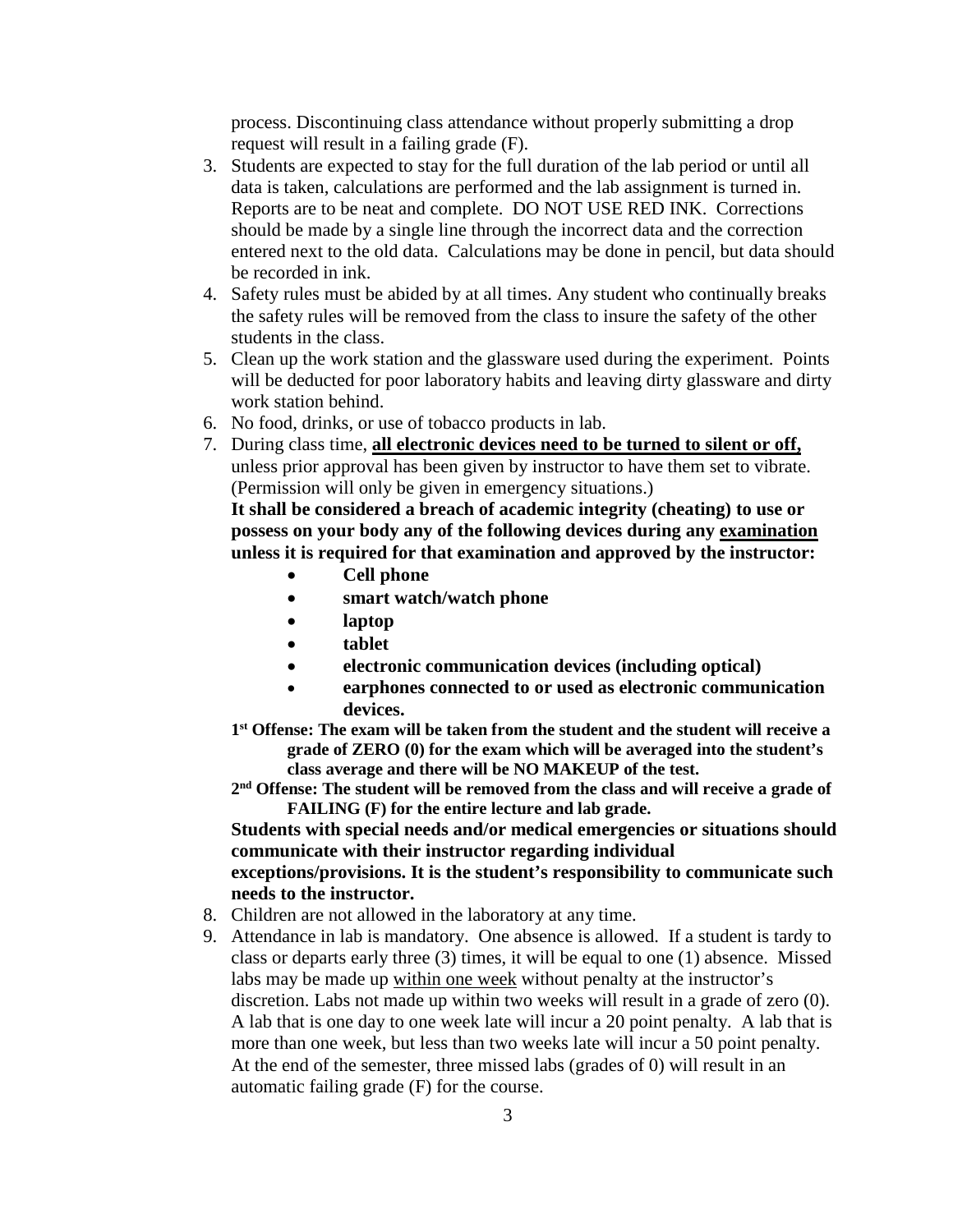process. Discontinuing class attendance without properly submitting a drop request will result in a failing grade (F).

3. Students are expected to stay for the full duration of the lab period or until all data is taken, calculations are performed and the lab assignment is turned in. Reports are to be neat and complete. DO NOT USE RED INK. Corrections should be made by a single line through the incorrect data and the correction entered next to the old data. Calculations may be done in pencil, but data should be recorded in ink.
4. Safety rules must be abided by at all times. Any student who continually breaks the safety rules will be removed from the class to insure the safety of the other students in the class.
5. Clean up the work station and the glassware used during the experiment. Points will be deducted for poor laboratory habits and leaving dirty glassware and dirty work station behind.
6. No food, drinks, or use of tobacco products in lab.
7. During class time, <u>**all electronic devices need to be turned to silent or off,**</u> unless prior approval has been given by instructor to have them set to vibrate. (Permission will only be given in emergency situations.)
   **It shall be considered a breach of academic integrity (cheating) to use or possess on your body any of the following devices during any <u>examination</u> unless it is required for that examination and approved by the instructor:**
   - **Cell phone**
   - **smart watch/watch phone**
   - **laptop**
   - **tablet**
   - **electronic communication devices (including optical)**
   - **earphones connected to or used as electronic communication devices.**

   **1st Offense: The exam will be taken from the student and the student will receive a grade of ZERO (0) for the exam which will be averaged into the student's class average and there will be NO MAKEUP of the test.**

   **2nd Offense: The student will be removed from the class and will receive a grade of FAILING (F) for the entire lecture and lab grade.**

   **Students with special needs and/or medical emergencies or situations should communicate with their instructor regarding individual exceptions/provisions. It is the student's responsibility to communicate such needs to the instructor.**
8. Children are not allowed in the laboratory at any time.
9. Attendance in lab is mandatory. One absence is allowed. If a student is tardy to class or departs early three (3) times, it will be equal to one (1) absence. Missed labs may be made up <u>within one week</u> without penalty at the instructor's discretion. Labs not made up within two weeks will result in a grade of zero (0). A lab that is one day to one week late will incur a 20 point penalty. A lab that is more than one week, but less than two weeks late will incur a 50 point penalty. At the end of the semester, three missed labs (grades of 0) will result in an automatic failing grade (F) for the course.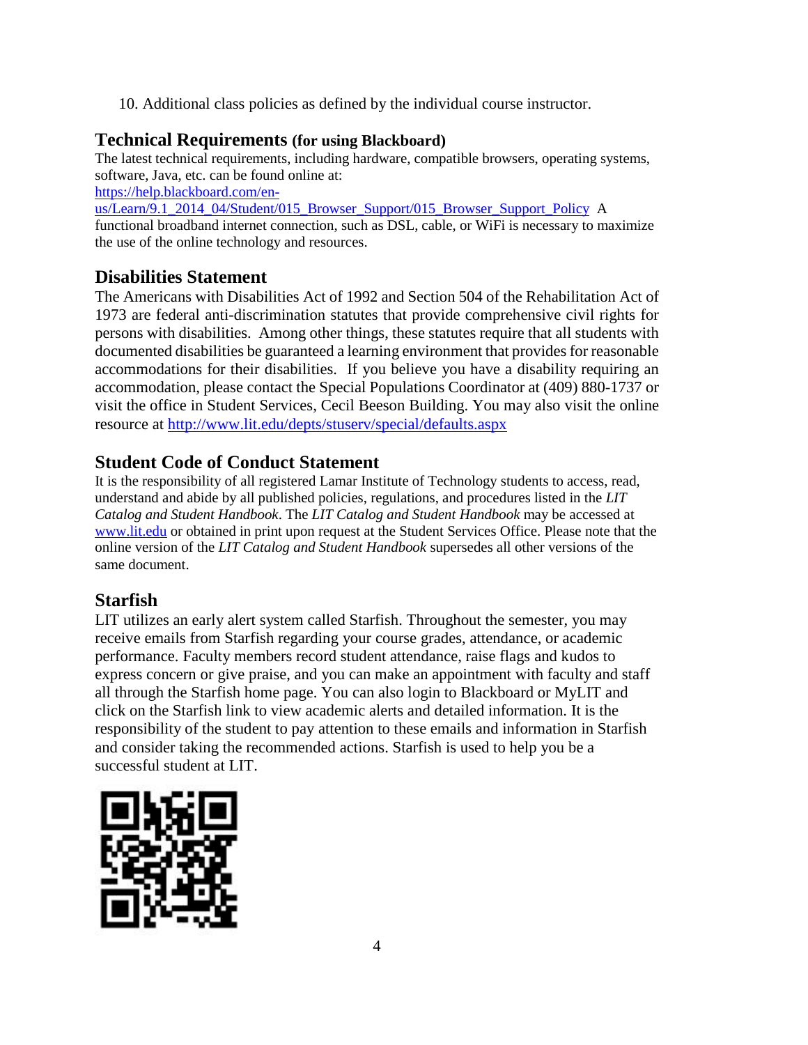10. Additional class policies as defined by the individual course instructor.

## Technical Requirements (for using Blackboard)

The latest technical requirements, including hardware, compatible browsers, operating systems, software, Java, etc. can be found online at: https://help.blackboard.com/en-us/Learn/9.1_2014_04/Student/015_Browser_Support/015_Browser_Support_Policy A functional broadband internet connection, such as DSL, cable, or WiFi is necessary to maximize the use of the online technology and resources.

## Disabilities Statement

The Americans with Disabilities Act of 1992 and Section 504 of the Rehabilitation Act of 1973 are federal anti-discrimination statutes that provide comprehensive civil rights for persons with disabilities. Among other things, these statutes require that all students with documented disabilities be guaranteed a learning environment that provides for reasonable accommodations for their disabilities. If you believe you have a disability requiring an accommodation, please contact the Special Populations Coordinator at (409) 880-1737 or visit the office in Student Services, Cecil Beeson Building. You may also visit the online resource at http://www.lit.edu/depts/stuserv/special/defaults.aspx

## Student Code of Conduct Statement

It is the responsibility of all registered Lamar Institute of Technology students to access, read, understand and abide by all published policies, regulations, and procedures listed in the *LIT Catalog and Student Handbook*. The *LIT Catalog and Student Handbook* may be accessed at www.lit.edu or obtained in print upon request at the Student Services Office. Please note that the online version of the *LIT Catalog and Student Handbook* supersedes all other versions of the same document.

## Starfish

LIT utilizes an early alert system called Starfish. Throughout the semester, you may receive emails from Starfish regarding your course grades, attendance, or academic performance. Faculty members record student attendance, raise flags and kudos to express concern or give praise, and you can make an appointment with faculty and staff all through the Starfish home page. You can also login to Blackboard or MyLIT and click on the Starfish link to view academic alerts and detailed information. It is the responsibility of the student to pay attention to these emails and information in Starfish and consider taking the recommended actions. Starfish is used to help you be a successful student at LIT.